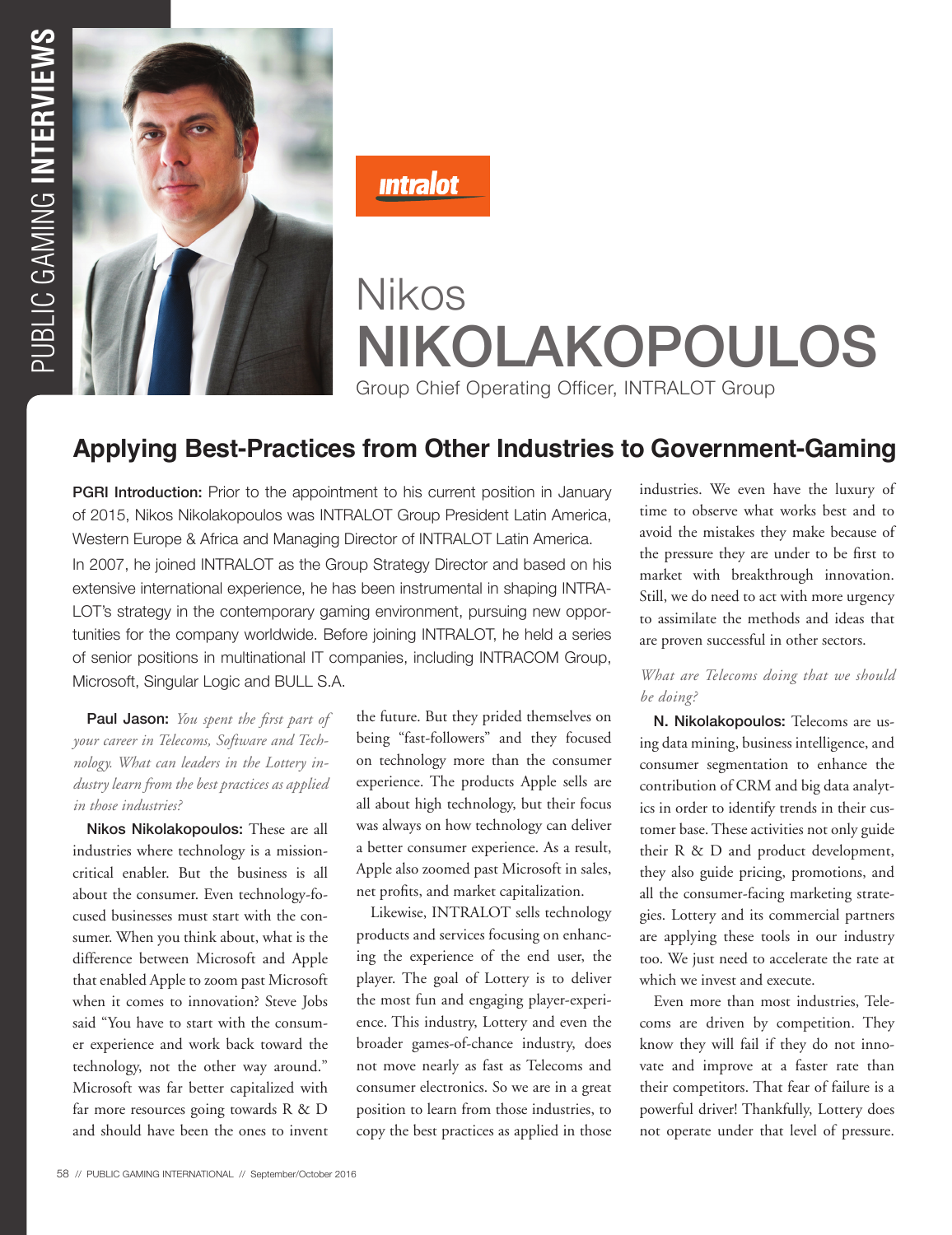# Nikos NIKOLAKOPOULOS

Group Chief Operating Officer, INTRALOT Group

## Applying Best-Practices from Other Industries to Government-Gaming

**PGRI Introduction:** Prior to the appointment to his current position in January of 2015, Nikos Nikolakopoulos was INTRALOT Group President Latin America, Western Europe & Africa and Managing Director of INTRALOT Latin America. In 2007, he joined INTRALOT as the Group Strategy Director and based on his extensive international experience, he has been instrumental in shaping INTRALOT's strategy in the contemporary gaming environment, pursuing new opportunities for the company worldwide. Before joining INTRALOT, he held a series of senior positions in multinational IT companies, including INTRACOM Group, Microsoft, Singular Logic and BULL S.A.

**Paul Jason:** *You spent the first part of your career in Telecoms, Software and Technology. What can leaders in the Lottery industry learn from the best practices as applied in those industries?*

**Nikos Nikolakopoulos:** These are all industries where technology is a mission-critical enabler. But the business is all about the consumer. Even technology-focused businesses must start with the consumer. When you think about, what is the difference between Microsoft and Apple that enabled Apple to zoom past Microsoft when it comes to innovation? Steve Jobs said "You have to start with the consumer experience and work back toward the technology, not the other way around." Microsoft was far better capitalized with far more resources going towards R & D and should have been the ones to invent the future. But they prided themselves on being "fast-followers" and they focused on technology more than the consumer experience. The products Apple sells are all about high technology, but their focus was always on how technology can deliver a better consumer experience. As a result, Apple also zoomed past Microsoft in sales, net profits, and market capitalization.

Likewise, INTRALOT sells technology products and services focusing on enhancing the experience of the end user, the player. The goal of Lottery is to deliver the most fun and engaging player-experience. This industry, Lottery and even the broader games-of-chance industry, does not move nearly as fast as Telecoms and consumer electronics. So we are in a great position to learn from those industries, to copy the best practices as applied in those industries. We even have the luxury of time to observe what works best and to avoid the mistakes they make because of the pressure they are under to be first to market with breakthrough innovation. Still, we do need to act with more urgency to assimilate the methods and ideas that are proven successful in other sectors.

*What are Telecoms doing that we should be doing?*

**N. Nikolakopoulos:** Telecoms are using data mining, business intelligence, and consumer segmentation to enhance the contribution of CRM and big data analytics in order to identify trends in their customer base. These activities not only guide their R & D and product development, they also guide pricing, promotions, and all the consumer-facing marketing strategies. Lottery and its commercial partners are applying these tools in our industry too. We just need to accelerate the rate at which we invest and execute.

Even more than most industries, Telecoms are driven by competition. They know they will fail if they do not innovate and improve at a faster rate than their competitors. That fear of failure is a powerful driver! Thankfully, Lottery does not operate under that level of pressure.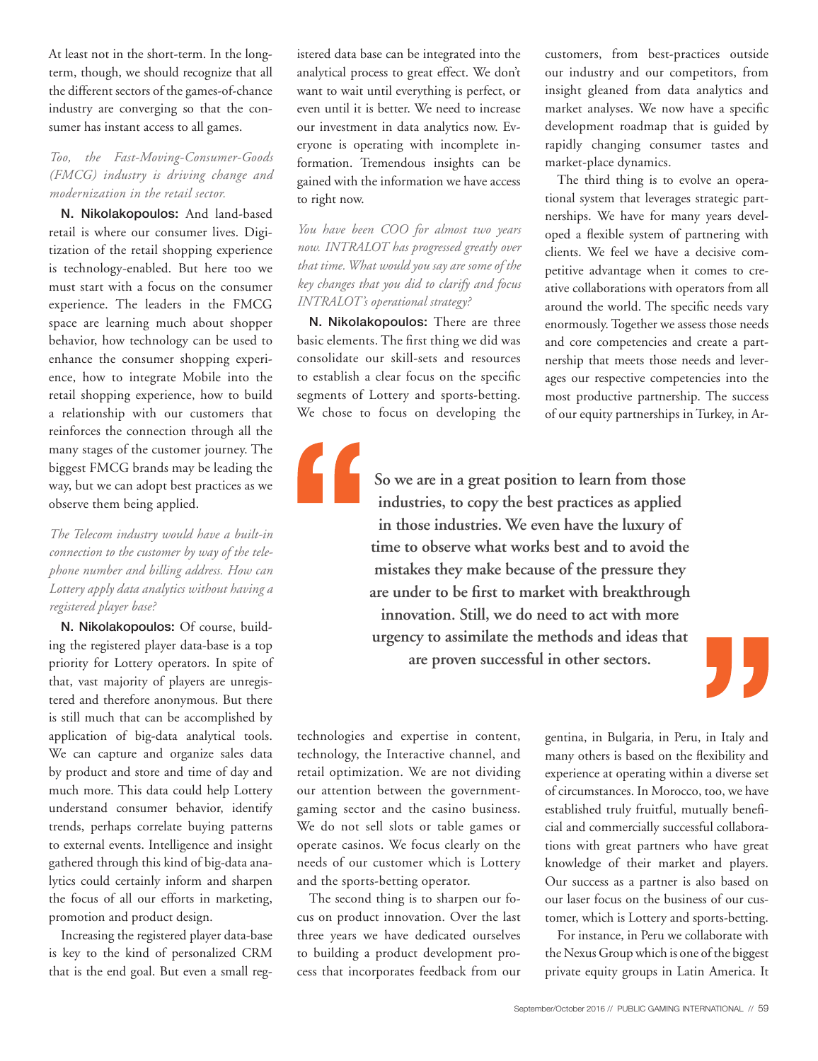At least not in the short-term. In the long-term, though, we should recognize that all the different sectors of the games-of-chance industry are converging so that the consumer has instant access to all games.

*Too, the Fast-Moving-Consumer-Goods (FMCG) industry is driving change and modernization in the retail sector.*

**N. Nikolakopoulos:** And land-based retail is where our consumer lives. Digitization of the retail shopping experience is technology-enabled. But here too we must start with a focus on the consumer experience. The leaders in the FMCG space are learning much about shopper behavior, how technology can be used to enhance the consumer shopping experience, how to integrate Mobile into the retail shopping experience, how to build a relationship with our customers that reinforces the connection through all the many stages of the customer journey. The biggest FMCG brands may be leading the way, but we can adopt best practices as we observe them being applied.

*The Telecom industry would have a built-in connection to the customer by way of the telephone number and billing address. How can Lottery apply data analytics without having a registered player base?*

**N. Nikolakopoulos:** Of course, building the registered player data-base is a top priority for Lottery operators. In spite of that, vast majority of players are unregistered and therefore anonymous. But there is still much that can be accomplished by application of big-data analytical tools. We can capture and organize sales data by product and store and time of day and much more. This data could help Lottery understand consumer behavior, identify trends, perhaps correlate buying patterns to external events. Intelligence and insight gathered through this kind of big-data analytics could certainly inform and sharpen the focus of all our efforts in marketing, promotion and product design.

Increasing the registered player data-base is key to the kind of personalized CRM that is the end goal. But even a small registered data base can be integrated into the analytical process to great effect. We don't want to wait until everything is perfect, or even until it is better. We need to increase our investment in data analytics now. Everyone is operating with incomplete information. Tremendous insights can be gained with the information we have access to right now.

*You have been COO for almost two years now. INTRALOT has progressed greatly over that time. What would you say are some of the key changes that you did to clarify and focus INTRALOT's operational strategy?*

**N. Nikolakopoulos:** There are three basic elements. The first thing we did was consolidate our skill-sets and resources to establish a clear focus on the specific segments of Lottery and sports-betting. We chose to focus on developing the technologies and expertise in content, technology, the Interactive channel, and retail optimization. We are not dividing our attention between the government-gaming sector and the casino business. We do not sell slots or table games or operate casinos. We focus clearly on the needs of our customer which is Lottery and the sports-betting operator.

> **So we are in a great position to learn from those industries, to copy the best practices as applied in those industries. We even have the luxury of time to observe what works best and to avoid the mistakes they make because of the pressure they are under to be first to market with breakthrough innovation. Still, we do need to act with more urgency to assimilate the methods and ideas that are proven successful in other sectors.**

The second thing is to sharpen our focus on product innovation. Over the last three years we have dedicated ourselves to building a product development process that incorporates feedback from our customers, from best-practices outside our industry and our competitors, from insight gleaned from data analytics and market analyses. We now have a specific development roadmap that is guided by rapidly changing consumer tastes and market-place dynamics.

The third thing is to evolve an operational system that leverages strategic partnerships. We have for many years developed a flexible system of partnering with clients. We feel we have a decisive competitive advantage when it comes to creative collaborations with operators from all around the world. The specific needs vary enormously. Together we assess those needs and core competencies and create a partnership that meets those needs and leverages our respective competencies into the most productive partnership. The success of our equity partnerships in Turkey, in Argentina, in Bulgaria, in Peru, in Italy and many others is based on the flexibility and experience at operating within a diverse set of circumstances. In Morocco, too, we have established truly fruitful, mutually beneficial and commercially successful collaborations with great partners who have great knowledge of their market and players. Our success as a partner is also based on our laser focus on the business of our customer, which is Lottery and sports-betting.

For instance, in Peru we collaborate with the Nexus Group which is one of the biggest private equity groups in Latin America. It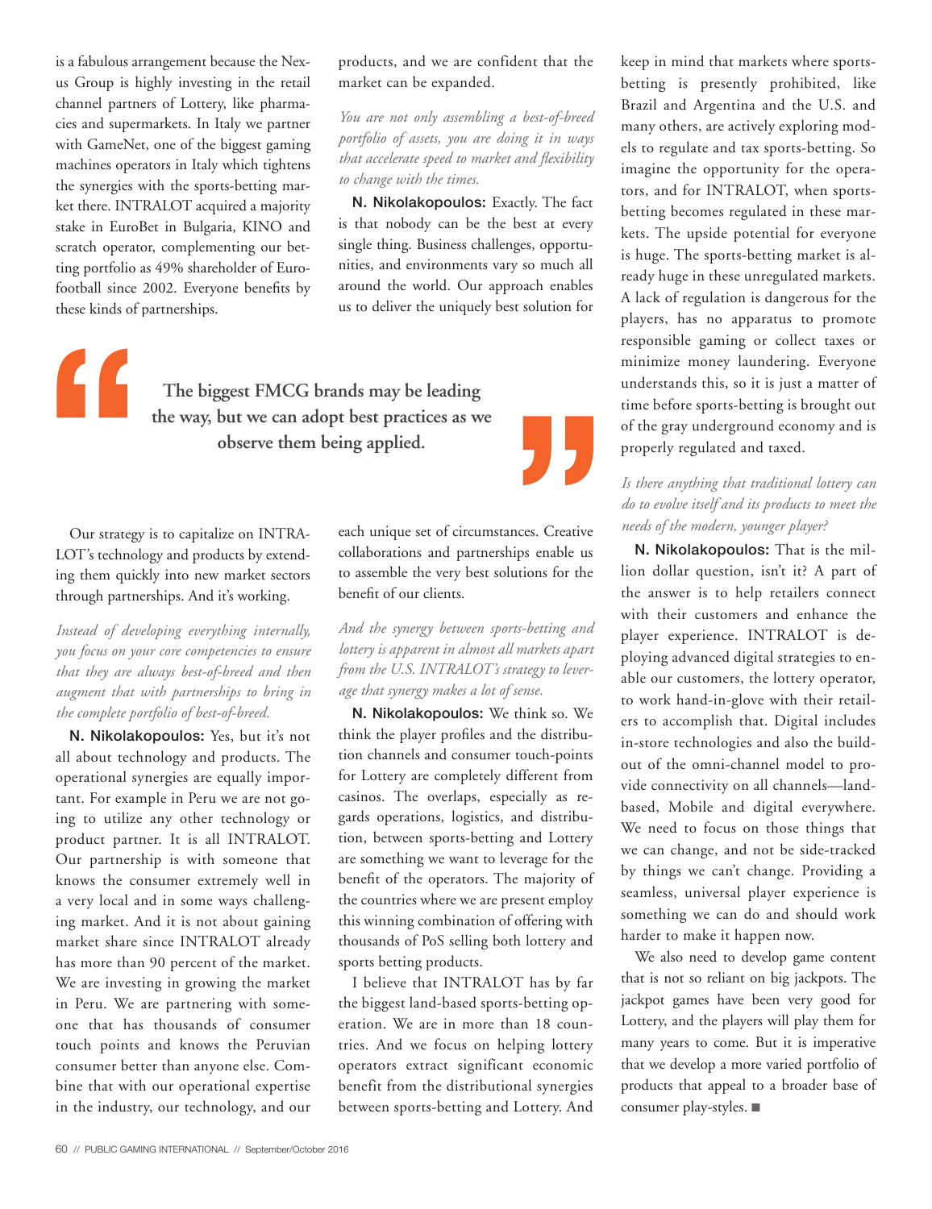is a fabulous arrangement because the Nexus Group is highly investing in the retail channel partners of Lottery, like pharmacies and supermarkets. In Italy we partner with GameNet, one of the biggest gaming machines operators in Italy which tightens the synergies with the sports-betting market there. INTRALOT acquired a majority stake in EuroBet in Bulgaria, KINO and scratch operator, complementing our betting portfolio as 49% shareholder of Eurofootball since 2002. Everyone benefits by these kinds of partnerships.

Our strategy is to capitalize on INTRALOT's technology and products by extending them quickly into new market sectors through partnerships. And it's working.

*Instead of developing everything internally, you focus on your core competencies to ensure that they are always best-of-breed and then augment that with partnerships to bring in the complete portfolio of best-of-breed.*

**N. Nikolakopoulos:** Yes, but it's not all about technology and products. The operational synergies are equally important. For example in Peru we are not going to utilize any other technology or product partner. It is all INTRALOT. Our partnership is with someone that knows the consumer extremely well in a very local and in some ways challenging market. And it is not about gaining market share since INTRALOT already has more than 90 percent of the market. We are investing in growing the market in Peru. We are partnering with someone that has thousands of consumer touch points and knows the Peruvian consumer better than anyone else. Combine that with our operational expertise in the industry, our technology, and our products, and we are confident that the market can be expanded.

*You are not only assembling a best-of-breed portfolio of assets, you are doing it in ways that accelerate speed to market and flexibility to change with the times.*

**N. Nikolakopoulos:** Exactly. The fact is that nobody can be the best at every single thing. Business challenges, opportunities, and environments vary so much all around the world. Our approach enables us to deliver the uniquely best solution for each unique set of circumstances. Creative collaborations and partnerships enable us to assemble the very best solutions for the benefit of our clients.

> **"The biggest FMCG brands may be leading the way, but we can adopt best practices as we observe them being applied."**

*And the synergy between sports-betting and lottery is apparent in almost all markets apart from the U.S. INTRALOT's strategy to leverage that synergy makes a lot of sense.*

**N. Nikolakopoulos:** We think so. We think the player profiles and the distribution channels and consumer touch-points for Lottery are completely different from casinos. The overlaps, especially as regards operations, logistics, and distribution, between sports-betting and Lottery are something we want to leverage for the benefit of the operators. The majority of the countries where we are present employ this winning combination of offering with thousands of PoS selling both lottery and sports betting products.

I believe that INTRALOT has by far the biggest land-based sports-betting operation. We are in more than 18 countries. And we focus on helping lottery operators extract significant economic benefit from the distributional synergies between sports-betting and Lottery. And keep in mind that markets where sports-betting is presently prohibited, like Brazil and Argentina and the U.S. and many others, are actively exploring models to regulate and tax sports-betting. So imagine the opportunity for the operators, and for INTRALOT, when sports-betting becomes regulated in these markets. The upside potential for everyone is huge. The sports-betting market is already huge in these unregulated markets. A lack of regulation is dangerous for the players, has no apparatus to promote responsible gaming or collect taxes or minimize money laundering. Everyone understands this, so it is just a matter of time before sports-betting is brought out of the gray underground economy and is properly regulated and taxed.

*Is there anything that traditional lottery can do to evolve itself and its products to meet the needs of the modern, younger player?*

**N. Nikolakopoulos:** That is the million dollar question, isn't it? A part of the answer is to help retailers connect with their customers and enhance the player experience. INTRALOT is deploying advanced digital strategies to enable our customers, the lottery operator, to work hand-in-glove with their retailers to accomplish that. Digital includes in-store technologies and also the build-out of the omni-channel model to provide connectivity on all channels—land-based, Mobile and digital everywhere. We need to focus on those things that we can change, and not be side-tracked by things we can't change. Providing a seamless, universal player experience is something we can do and should work harder to make it happen now.

We also need to develop game content that is not so reliant on big jackpots. The jackpot games have been very good for Lottery, and the players will play them for many years to come. But it is imperative that we develop a more varied portfolio of products that appeal to a broader base of consumer play-styles. ■